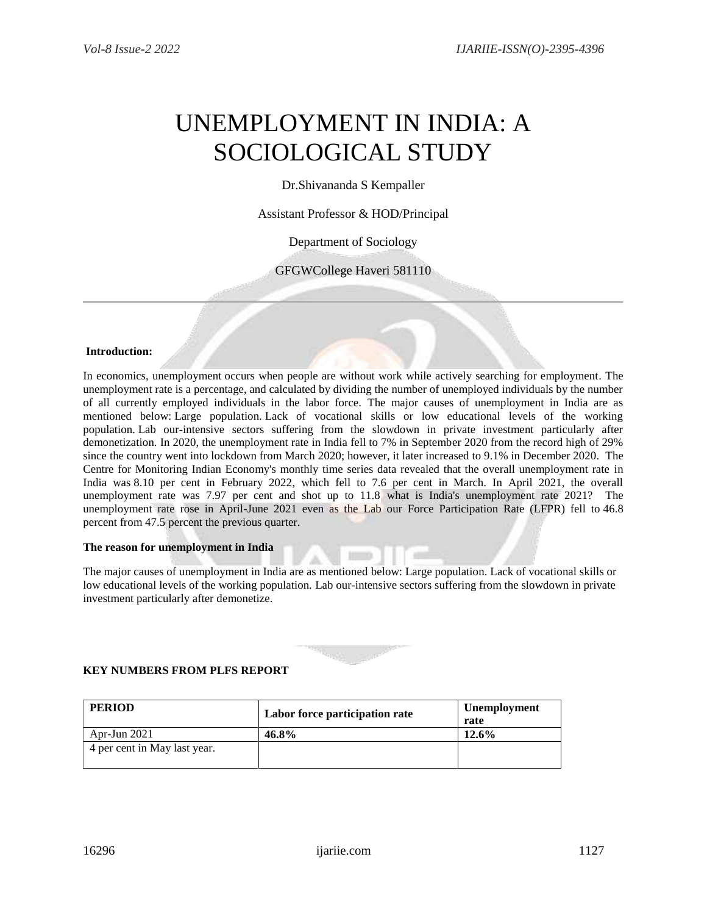# UNEMPLOYMENT IN INDIA: A SOCIOLOGICAL STUDY

Dr.Shivananda S Kempaller

Assistant Professor & HOD/Principal

Department of Sociology

GFGWCollege Haveri 581110

---

**Introduction:**

In economics, unemployment occurs when people are without work while actively searching for employment. The unemployment rate is a percentage, and calculated by dividing the number of unemployed individuals by the number of all currently employed individuals in the labor force. The major causes of unemployment in India are as mentioned below: Large population. Lack of vocational skills or low educational levels of the working population. Lab our-intensive sectors suffering from the slowdown in private investment particularly after demonetization. In 2020, the unemployment rate in India fell to 7% in September 2020 from the record high of 29% since the country went into lockdown from March 2020; however, it later increased to 9.1% in December 2020. The Centre for Monitoring Indian Economy's monthly time series data revealed that the overall unemployment rate in India was 8.10 per cent in February 2022, which fell to 7.6 per cent in March. In April 2021, the overall unemployment rate was 7.97 per cent and shot up to 11.8 what is India's unemployment rate 2021? The unemployment rate rose in April-June 2021 even as the Lab our Force Participation Rate (LFPR) fell to 46.8 percent from 47.5 percent the previous quarter.

**The reason for unemployment in India**

The major causes of unemployment in India are as mentioned below: Large population. Lack of vocational skills or low educational levels of the working population. Lab our-intensive sectors suffering from the slowdown in private investment particularly after demonetize.

**KEY NUMBERS FROM PLFS REPORT**

| PERIOD | Labor force participation rate | Unemployment rate |
|---|---|---|
| Apr-Jun 2021 | **46.8%** | **12.6%** |
| 4 per cent in May last year. | | |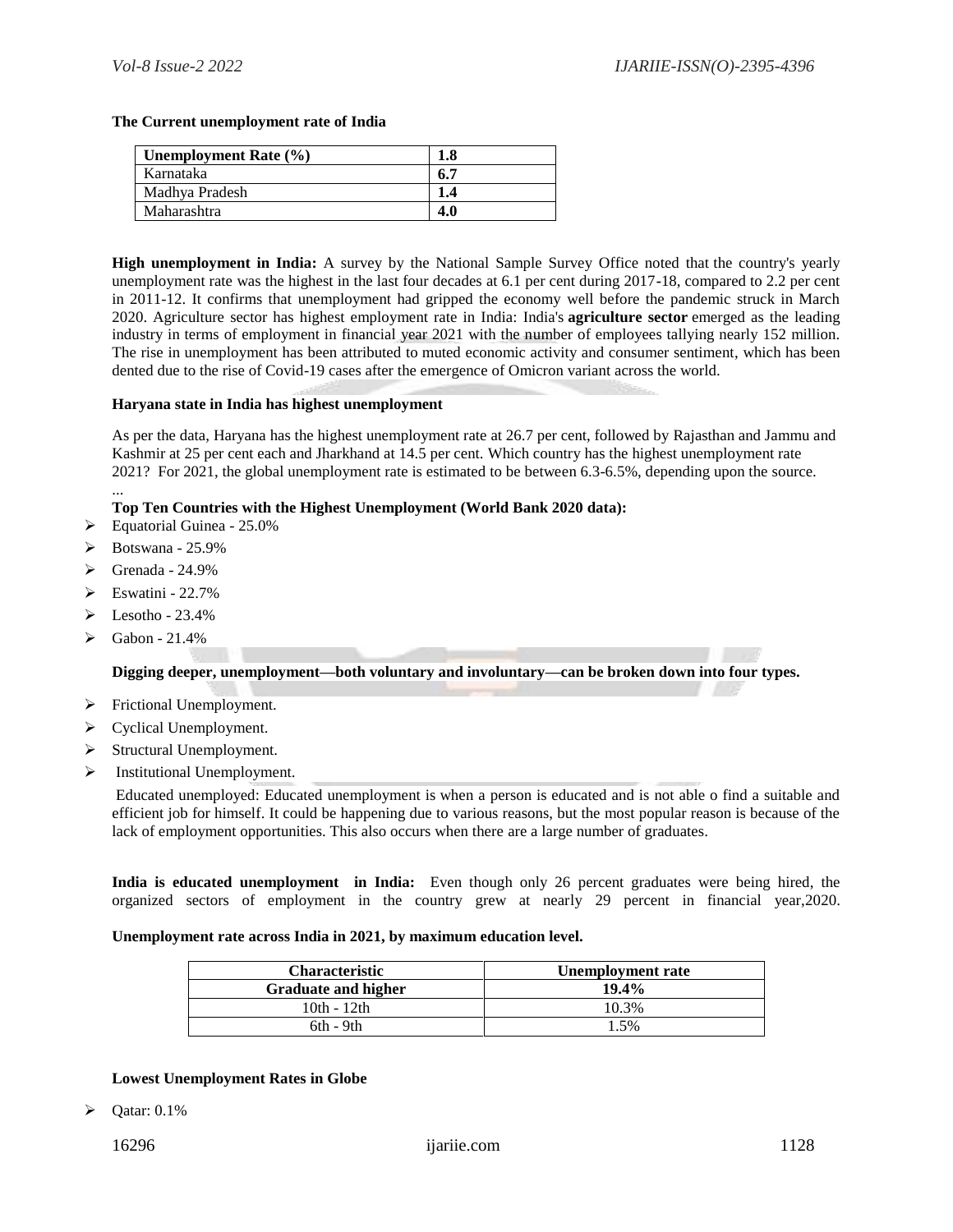**The Current unemployment rate of India**

| Unemployment Rate (%) | 1.8 |
|---|---|
| Karnataka | 6.7 |
| Madhya Pradesh | 1.4 |
| Maharashtra | 4.0 |

**High unemployment in India:** A survey by the National Sample Survey Office noted that the country's yearly unemployment rate was the highest in the last four decades at 6.1 per cent during 2017-18, compared to 2.2 per cent in 2011-12. It confirms that unemployment had gripped the economy well before the pandemic struck in March 2020. Agriculture sector has highest employment rate in India: India's **agriculture sector** emerged as the leading industry in terms of employment in financial year 2021 with the number of employees tallying nearly 152 million. The rise in unemployment has been attributed to muted economic activity and consumer sentiment, which has been dented due to the rise of Covid-19 cases after the emergence of Omicron variant across the world.

**Haryana state in India has highest unemployment**

As per the data, Haryana has the highest unemployment rate at 26.7 per cent, followed by Rajasthan and Jammu and Kashmir at 25 per cent each and Jharkhand at 14.5 per cent. Which country has the highest unemployment rate 2021? For 2021, the global unemployment rate is estimated to be between 6.3-6.5%, depending upon the source.

...

**Top Ten Countries with the Highest Unemployment (World Bank 2020 data):**

- Equatorial Guinea - 25.0%
- Botswana - 25.9%
- Grenada - 24.9%
- Eswatini - 22.7%
- Lesotho - 23.4%
- Gabon - 21.4%

**Digging deeper, unemployment—both voluntary and involuntary—can be broken down into four types.**

- Frictional Unemployment.
- Cyclical Unemployment.
- Structural Unemployment.
- Institutional Unemployment.

Educated unemployed: Educated unemployment is when a person is educated and is not able o find a suitable and efficient job for himself. It could be happening due to various reasons, but the most popular reason is because of the lack of employment opportunities. This also occurs when there are a large number of graduates.

**India is educated unemployment in India:** Even though only 26 percent graduates were being hired, the organized sectors of employment in the country grew at nearly 29 percent in financial year,2020.

**Unemployment rate across India in 2021, by maximum education level.**

| Characteristic | Unemployment rate |
|---|---|
| **Graduate and higher** | **19.4%** |
| 10th - 12th | 10.3% |
| 6th - 9th | 1.5% |

**Lowest Unemployment Rates in Globe**

- Qatar: 0.1%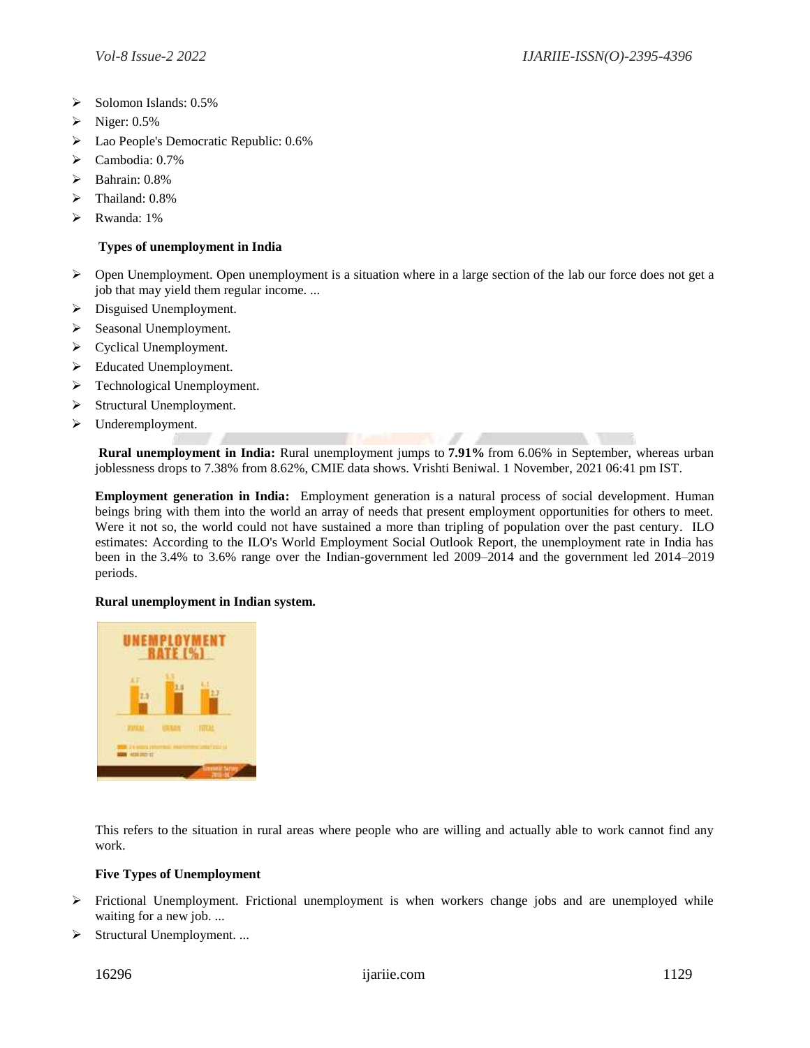- Solomon Islands: 0.5%
- Niger: 0.5%
- Lao People's Democratic Republic: 0.6%
- Cambodia: 0.7%
- Bahrain: 0.8%
- Thailand: 0.8%
- Rwanda: 1%

**Types of unemployment in India**

- Open Unemployment. Open unemployment is a situation where in a large section of the lab our force does not get a job that may yield them regular income. ...
- Disguised Unemployment.
- Seasonal Unemployment.
- Cyclical Unemployment.
- Educated Unemployment.
- Technological Unemployment.
- Structural Unemployment.
- Underemployment.

**Rural unemployment in India:** Rural unemployment jumps to **7.91%** from 6.06% in September, whereas urban joblessness drops to 7.38% from 8.62%, CMIE data shows. Vrishti Beniwal. 1 November, 2021 06:41 pm IST.

**Employment generation in India:** Employment generation is a natural process of social development. Human beings bring with them into the world an array of needs that present employment opportunities for others to meet. Were it not so, the world could not have sustained a more than tripling of population over the past century. ILO estimates: According to the ILO's World Employment Social Outlook Report, the unemployment rate in India has been in the 3.4% to 3.6% range over the Indian-government led 2009–2014 and the government led 2014–2019 periods.

**Rural unemployment in Indian system.**

This refers to the situation in rural areas where people who are willing and actually able to work cannot find any work.

**Five Types of Unemployment**

- Frictional Unemployment. Frictional unemployment is when workers change jobs and are unemployed while waiting for a new job. ...
- Structural Unemployment. ...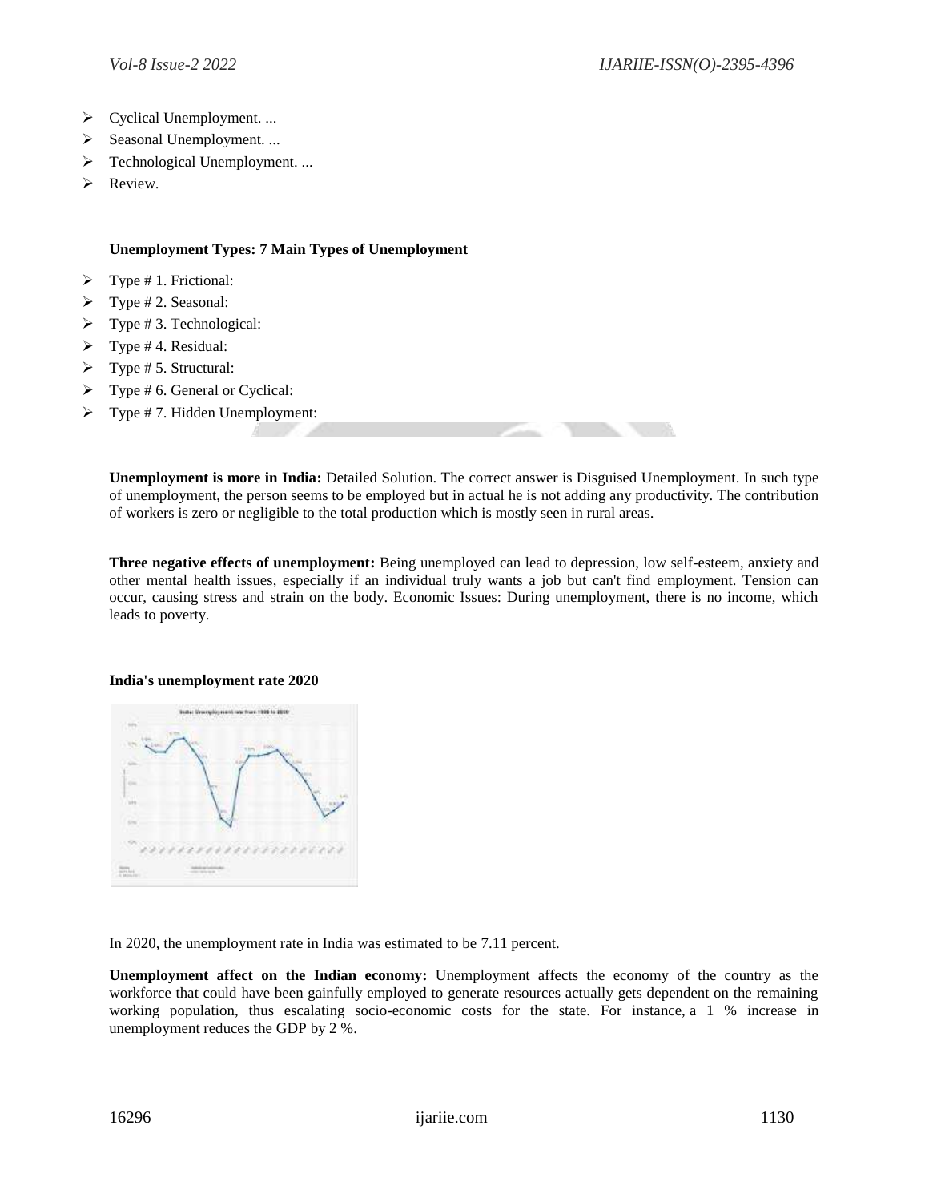- Cyclical Unemployment. ...
- Seasonal Unemployment. ...
- Technological Unemployment. ...
- Review.

**Unemployment Types: 7 Main Types of Unemployment**

- Type # 1. Frictional:
- Type # 2. Seasonal:
- Type # 3. Technological:
- Type # 4. Residual:
- Type # 5. Structural:
- Type # 6. General or Cyclical:
- Type # 7. Hidden Unemployment:

**Unemployment is more in India:** Detailed Solution. The correct answer is Disguised Unemployment. In such type of unemployment, the person seems to be employed but in actual he is not adding any productivity. The contribution of workers is zero or negligible to the total production which is mostly seen in rural areas.

**Three negative effects of unemployment:** Being unemployed can lead to depression, low self-esteem, anxiety and other mental health issues, especially if an individual truly wants a job but can't find employment. Tension can occur, causing stress and strain on the body. Economic Issues: During unemployment, there is no income, which leads to poverty.

**India's unemployment rate 2020**

In 2020, the unemployment rate in India was estimated to be 7.11 percent.

**Unemployment affect on the Indian economy:** Unemployment affects the economy of the country as the workforce that could have been gainfully employed to generate resources actually gets dependent on the remaining working population, thus escalating socio-economic costs for the state. For instance, a 1 % increase in unemployment reduces the GDP by 2 %.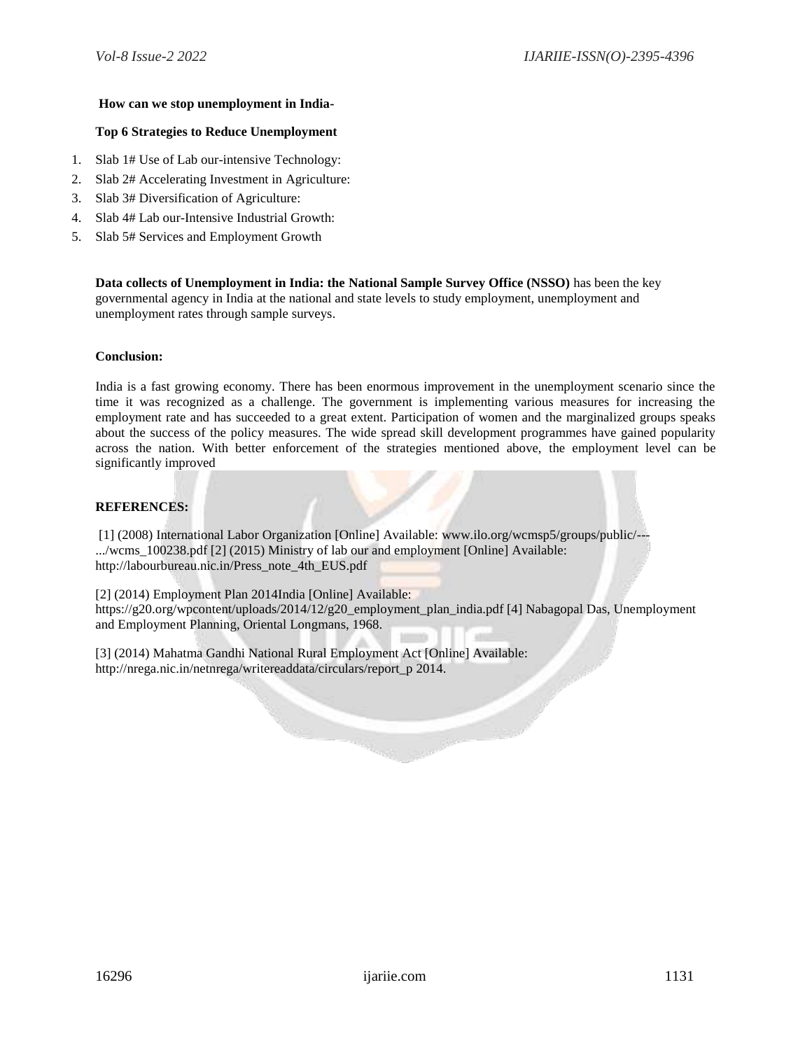**How can we stop unemployment in India-**

**Top 6 Strategies to Reduce Unemployment**

1. Slab 1# Use of Lab our-intensive Technology:
2. Slab 2# Accelerating Investment in Agriculture:
3. Slab 3# Diversification of Agriculture:
4. Slab 4# Lab our-Intensive Industrial Growth:
5. Slab 5# Services and Employment Growth

**Data collects of Unemployment in India: the National Sample Survey Office (NSSO)** has been the key governmental agency in India at the national and state levels to study employment, unemployment and unemployment rates through sample surveys.

**Conclusion:**

India is a fast growing economy. There has been enormous improvement in the unemployment scenario since the time it was recognized as a challenge. The government is implementing various measures for increasing the employment rate and has succeeded to a great extent. Participation of women and the marginalized groups speaks about the success of the policy measures. The wide spread skill development programmes have gained popularity across the nation. With better enforcement of the strategies mentioned above, the employment level can be significantly improved

**REFERENCES:**

[1] (2008) International Labor Organization [Online] Available: www.ilo.org/wcmsp5/groups/public/---.../wcms_100238.pdf [2] (2015) Ministry of lab our and employment [Online] Available: http://labourbureau.nic.in/Press_note_4th_EUS.pdf

[2] (2014) Employment Plan 2014India [Online] Available: https://g20.org/wpcontent/uploads/2014/12/g20_employment_plan_india.pdf [4] Nabagopal Das, Unemployment and Employment Planning, Oriental Longmans, 1968.

[3] (2014) Mahatma Gandhi National Rural Employment Act [Online] Available: http://nrega.nic.in/netnrega/writereaddata/circulars/report_p 2014.